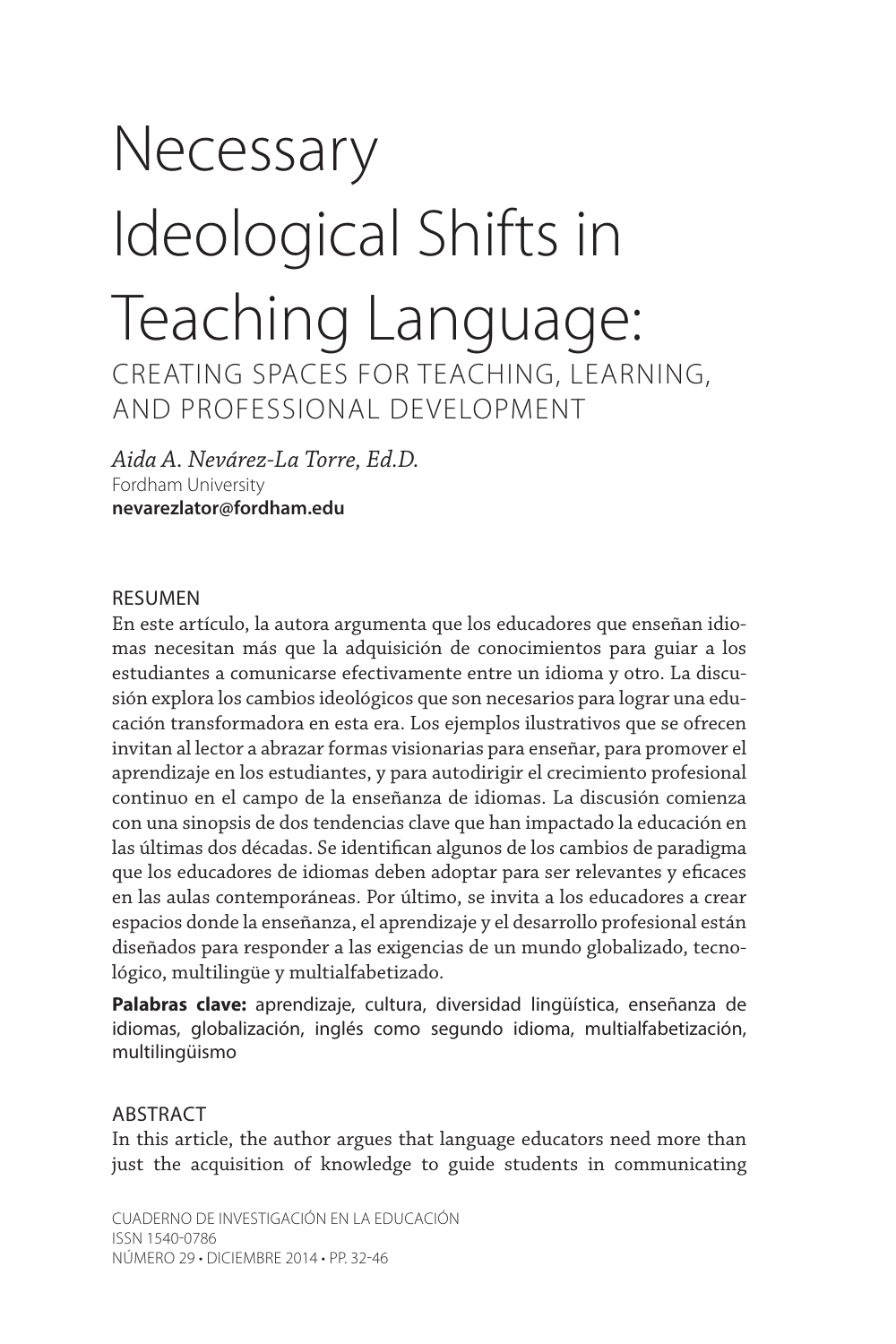# Necessary Ideological Shifts in Teaching Language:

## CREATING SPACES FOR TEACHING, LEARNING, AND PROFESSIONAL DEVELOPMENT

*Aida A. Nevárez-La Torre, Ed.D.*
Fordham University
**nevarezlator@fordham.edu**

### RESUMEN

En este artículo, la autora argumenta que los educadores que enseñan idiomas necesitan más que la adquisición de conocimientos para guiar a los estudiantes a comunicarse efectivamente entre un idioma y otro. La discusión explora los cambios ideológicos que son necesarios para lograr una educación transformadora en esta era. Los ejemplos ilustrativos que se ofrecen invitan al lector a abrazar formas visionarias para enseñar, para promover el aprendizaje en los estudiantes, y para autodirigir el crecimiento profesional continuo en el campo de la enseñanza de idiomas. La discusión comienza con una sinopsis de dos tendencias clave que han impactado la educación en las últimas dos décadas. Se identifican algunos de los cambios de paradigma que los educadores de idiomas deben adoptar para ser relevantes y eficaces en las aulas contemporáneas. Por último, se invita a los educadores a crear espacios donde la enseñanza, el aprendizaje y el desarrollo profesional están diseñados para responder a las exigencias de un mundo globalizado, tecnológico, multilingüe y multialfabetizado.

**Palabras clave:** aprendizaje, cultura, diversidad lingüística, enseñanza de idiomas, globalización, inglés como segundo idioma, multialfabetización, multilingüismo

### ABSTRACT

In this article, the author argues that language educators need more than just the acquisition of knowledge to guide students in communicating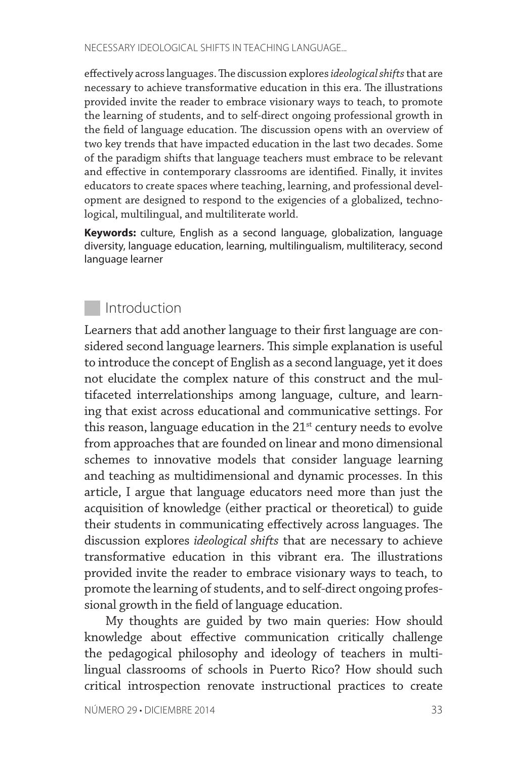effectively across languages. The discussion explores *ideological shifts* that are necessary to achieve transformative education in this era. The illustrations provided invite the reader to embrace visionary ways to teach, to promote the learning of students, and to self-direct ongoing professional growth in the field of language education. The discussion opens with an overview of two key trends that have impacted education in the last two decades. Some of the paradigm shifts that language teachers must embrace to be relevant and effective in contemporary classrooms are identified. Finally, it invites educators to create spaces where teaching, learning, and professional development are designed to respond to the exigencies of a globalized, technological, multilingual, and multiliterate world.

**Keywords:** culture, English as a second language, globalization, language diversity, language education, learning, multilingualism, multiliteracy, second language learner

## Introduction

Learners that add another language to their first language are considered second language learners. This simple explanation is useful to introduce the concept of English as a second language, yet it does not elucidate the complex nature of this construct and the multifaceted interrelationships among language, culture, and learning that exist across educational and communicative settings. For this reason, language education in the 21st century needs to evolve from approaches that are founded on linear and mono dimensional schemes to innovative models that consider language learning and teaching as multidimensional and dynamic processes. In this article, I argue that language educators need more than just the acquisition of knowledge (either practical or theoretical) to guide their students in communicating effectively across languages. The discussion explores *ideological shifts* that are necessary to achieve transformative education in this vibrant era. The illustrations provided invite the reader to embrace visionary ways to teach, to promote the learning of students, and to self-direct ongoing professional growth in the field of language education.

My thoughts are guided by two main queries: How should knowledge about effective communication critically challenge the pedagogical philosophy and ideology of teachers in multilingual classrooms of schools in Puerto Rico? How should such critical introspection renovate instructional practices to create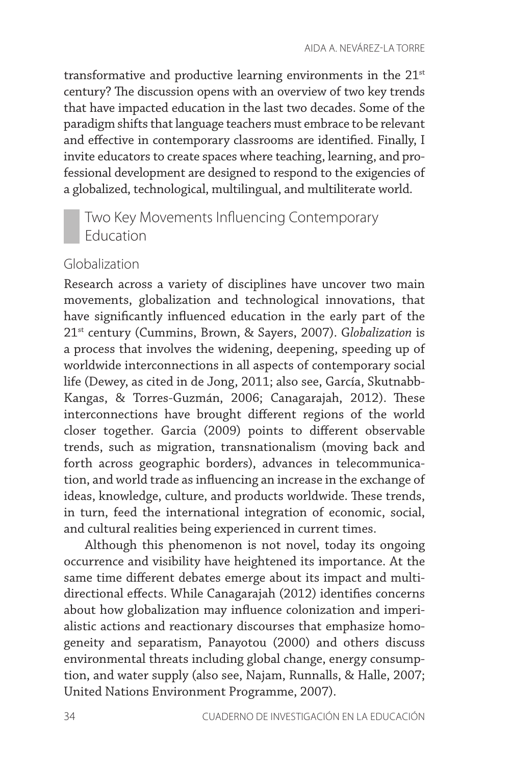transformative and productive learning environments in the 21st century? The discussion opens with an overview of two key trends that have impacted education in the last two decades. Some of the paradigm shifts that language teachers must embrace to be relevant and effective in contemporary classrooms are identified. Finally, I invite educators to create spaces where teaching, learning, and professional development are designed to respond to the exigencies of a globalized, technological, multilingual, and multiliterate world.

## Two Key Movements Influencing Contemporary Education

### Globalization

Research across a variety of disciplines have uncover two main movements, globalization and technological innovations, that have significantly influenced education in the early part of the 21st century (Cummins, Brown, & Sayers, 2007). *Globalization* is a process that involves the widening, deepening, speeding up of worldwide interconnections in all aspects of contemporary social life (Dewey, as cited in de Jong, 2011; also see, García, Skutnabb-Kangas, & Torres-Guzmán, 2006; Canagarajah, 2012). These interconnections have brought different regions of the world closer together. Garcia (2009) points to different observable trends, such as migration, transnationalism (moving back and forth across geographic borders), advances in telecommunication, and world trade as influencing an increase in the exchange of ideas, knowledge, culture, and products worldwide. These trends, in turn, feed the international integration of economic, social, and cultural realities being experienced in current times.

Although this phenomenon is not novel, today its ongoing occurrence and visibility have heightened its importance. At the same time different debates emerge about its impact and multi-directional effects. While Canagarajah (2012) identifies concerns about how globalization may influence colonization and imperialistic actions and reactionary discourses that emphasize homogeneity and separatism, Panayotou (2000) and others discuss environmental threats including global change, energy consumption, and water supply (also see, Najam, Runnalls, & Halle, 2007; United Nations Environment Programme, 2007).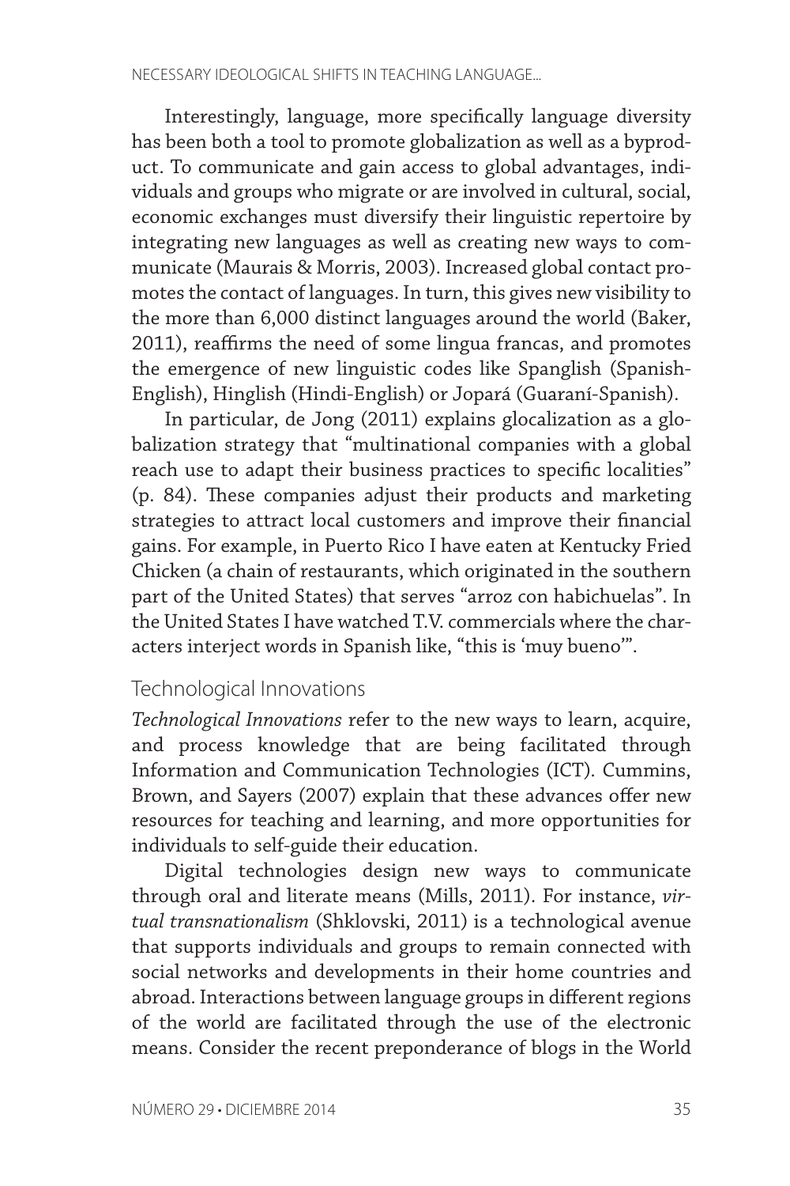Interestingly, language, more specifically language diversity has been both a tool to promote globalization as well as a byproduct. To communicate and gain access to global advantages, individuals and groups who migrate or are involved in cultural, social, economic exchanges must diversify their linguistic repertoire by integrating new languages as well as creating new ways to communicate (Maurais & Morris, 2003). Increased global contact promotes the contact of languages. In turn, this gives new visibility to the more than 6,000 distinct languages around the world (Baker, 2011), reaffirms the need of some lingua francas, and promotes the emergence of new linguistic codes like Spanglish (Spanish-English), Hinglish (Hindi-English) or Jopará (Guaraní-Spanish).

In particular, de Jong (2011) explains glocalization as a globalization strategy that "multinational companies with a global reach use to adapt their business practices to specific localities" (p. 84). These companies adjust their products and marketing strategies to attract local customers and improve their financial gains. For example, in Puerto Rico I have eaten at Kentucky Fried Chicken (a chain of restaurants, which originated in the southern part of the United States) that serves "arroz con habichuelas". In the United States I have watched T.V. commercials where the characters interject words in Spanish like, "this is 'muy bueno'".

## Technological Innovations

*Technological Innovations* refer to the new ways to learn, acquire, and process knowledge that are being facilitated through Information and Communication Technologies (ICT). Cummins, Brown, and Sayers (2007) explain that these advances offer new resources for teaching and learning, and more opportunities for individuals to self-guide their education.

Digital technologies design new ways to communicate through oral and literate means (Mills, 2011). For instance, *virtual transnationalism* (Shklovski, 2011) is a technological avenue that supports individuals and groups to remain connected with social networks and developments in their home countries and abroad. Interactions between language groups in different regions of the world are facilitated through the use of the electronic means. Consider the recent preponderance of blogs in the World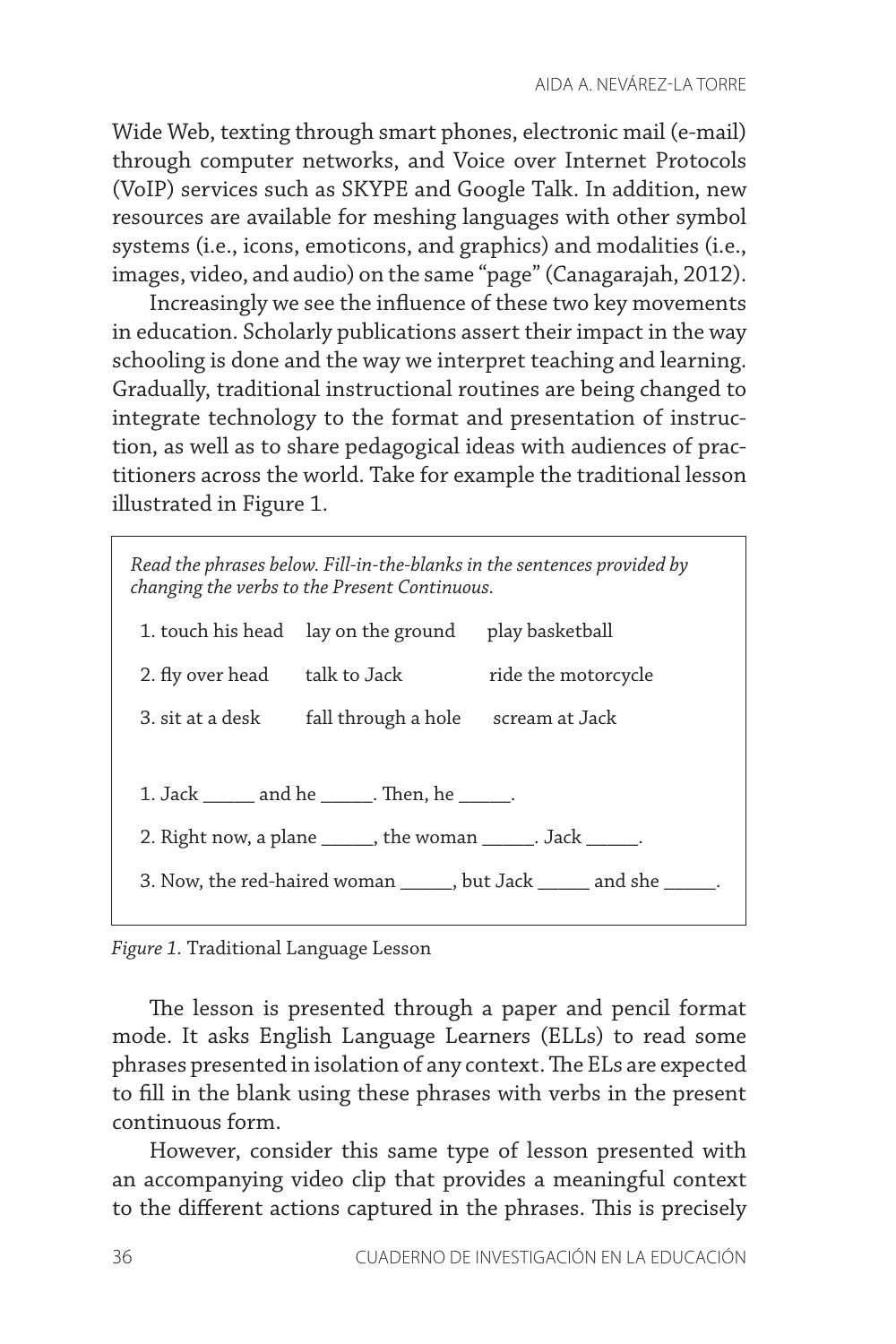Wide Web, texting through smart phones, electronic mail (e-mail) through computer networks, and Voice over Internet Protocols (VoIP) services such as SKYPE and Google Talk. In addition, new resources are available for meshing languages with other symbol systems (i.e., icons, emoticons, and graphics) and modalities (i.e., images, video, and audio) on the same "page" (Canagarajah, 2012).

Increasingly we see the influence of these two key movements in education. Scholarly publications assert their impact in the way schooling is done and the way we interpret teaching and learning. Gradually, traditional instructional routines are being changed to integrate technology to the format and presentation of instruction, as well as to share pedagogical ideas with audiences of practitioners across the world. Take for example the traditional lesson illustrated in Figure 1.

> *Read the phrases below. Fill-in-the-blanks in the sentences provided by changing the verbs to the Present Continuous.*
>
> | | | |
> |---|---|---|
> | 1. touch his head | lay on the ground | play basketball |
> | 2. fly over head | talk to Jack | ride the motorcycle |
> | 3. sit at a desk | fall through a hole | scream at Jack |
>
> 1. Jack _____ and he _____. Then, he _____.
>
> 2. Right now, a plane _____, the woman _____. Jack _____.
>
> 3. Now, the red-haired woman _____, but Jack _____ and she _____.

*Figure 1.* Traditional Language Lesson

The lesson is presented through a paper and pencil format mode. It asks English Language Learners (ELLs) to read some phrases presented in isolation of any context. The ELs are expected to fill in the blank using these phrases with verbs in the present continuous form.

However, consider this same type of lesson presented with an accompanying video clip that provides a meaningful context to the different actions captured in the phrases. This is precisely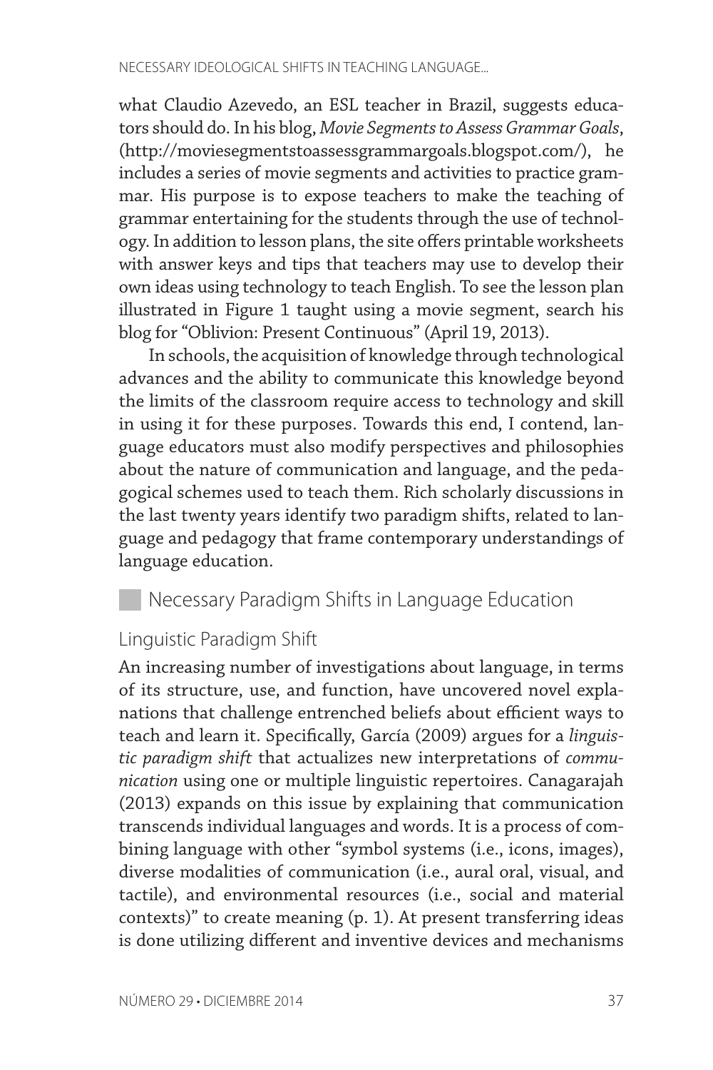what Claudio Azevedo, an ESL teacher in Brazil, suggests educators should do. In his blog, *Movie Segments to Assess Grammar Goals*, (http://moviesegmentstoassessgrammargoals.blogspot.com/), he includes a series of movie segments and activities to practice grammar. His purpose is to expose teachers to make the teaching of grammar entertaining for the students through the use of technology. In addition to lesson plans, the site offers printable worksheets with answer keys and tips that teachers may use to develop their own ideas using technology to teach English. To see the lesson plan illustrated in Figure 1 taught using a movie segment, search his blog for "Oblivion: Present Continuous" (April 19, 2013).

In schools, the acquisition of knowledge through technological advances and the ability to communicate this knowledge beyond the limits of the classroom require access to technology and skill in using it for these purposes. Towards this end, I contend, language educators must also modify perspectives and philosophies about the nature of communication and language, and the pedagogical schemes used to teach them. Rich scholarly discussions in the last twenty years identify two paradigm shifts, related to language and pedagogy that frame contemporary understandings of language education.

## Necessary Paradigm Shifts in Language Education

### Linguistic Paradigm Shift

An increasing number of investigations about language, in terms of its structure, use, and function, have uncovered novel explanations that challenge entrenched beliefs about efficient ways to teach and learn it. Specifically, García (2009) argues for a *linguistic paradigm shift* that actualizes new interpretations of *communication* using one or multiple linguistic repertoires. Canagarajah (2013) expands on this issue by explaining that communication transcends individual languages and words. It is a process of combining language with other "symbol systems (i.e., icons, images), diverse modalities of communication (i.e., aural oral, visual, and tactile), and environmental resources (i.e., social and material contexts)" to create meaning (p. 1). At present transferring ideas is done utilizing different and inventive devices and mechanisms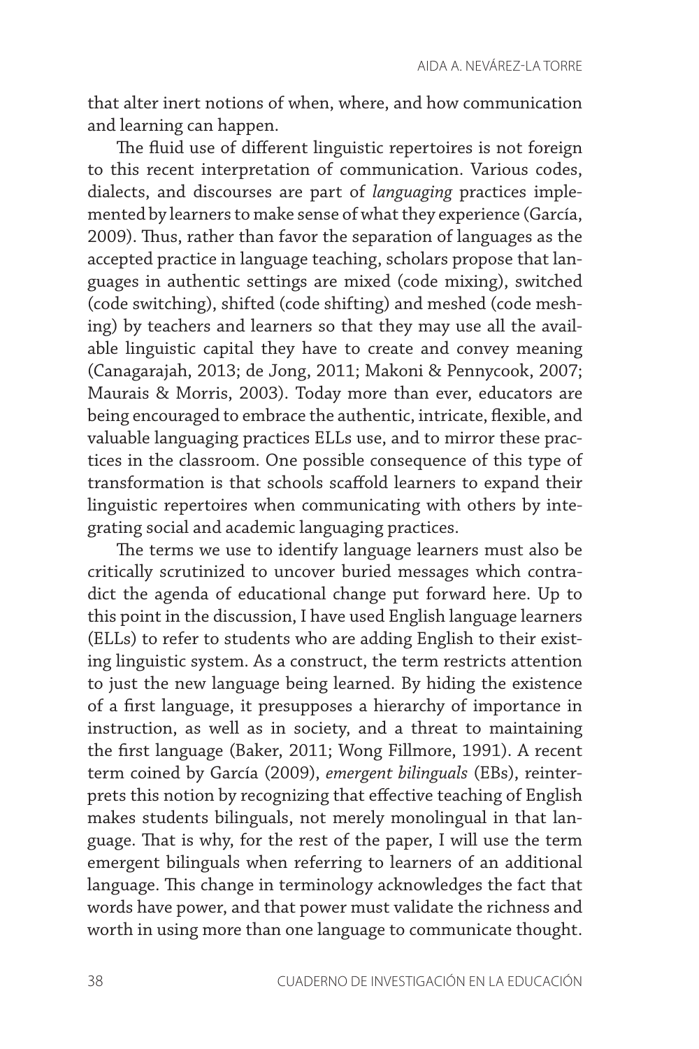that alter inert notions of when, where, and how communication and learning can happen.

The fluid use of different linguistic repertoires is not foreign to this recent interpretation of communication. Various codes, dialects, and discourses are part of *languaging* practices implemented by learners to make sense of what they experience (García, 2009). Thus, rather than favor the separation of languages as the accepted practice in language teaching, scholars propose that languages in authentic settings are mixed (code mixing), switched (code switching), shifted (code shifting) and meshed (code meshing) by teachers and learners so that they may use all the available linguistic capital they have to create and convey meaning (Canagarajah, 2013; de Jong, 2011; Makoni & Pennycook, 2007; Maurais & Morris, 2003). Today more than ever, educators are being encouraged to embrace the authentic, intricate, flexible, and valuable languaging practices ELLs use, and to mirror these practices in the classroom. One possible consequence of this type of transformation is that schools scaffold learners to expand their linguistic repertoires when communicating with others by integrating social and academic languaging practices.

The terms we use to identify language learners must also be critically scrutinized to uncover buried messages which contradict the agenda of educational change put forward here. Up to this point in the discussion, I have used English language learners (ELLs) to refer to students who are adding English to their existing linguistic system. As a construct, the term restricts attention to just the new language being learned. By hiding the existence of a first language, it presupposes a hierarchy of importance in instruction, as well as in society, and a threat to maintaining the first language (Baker, 2011; Wong Fillmore, 1991). A recent term coined by García (2009), *emergent bilinguals* (EBs), reinterprets this notion by recognizing that effective teaching of English makes students bilinguals, not merely monolingual in that language. That is why, for the rest of the paper, I will use the term emergent bilinguals when referring to learners of an additional language. This change in terminology acknowledges the fact that words have power, and that power must validate the richness and worth in using more than one language to communicate thought.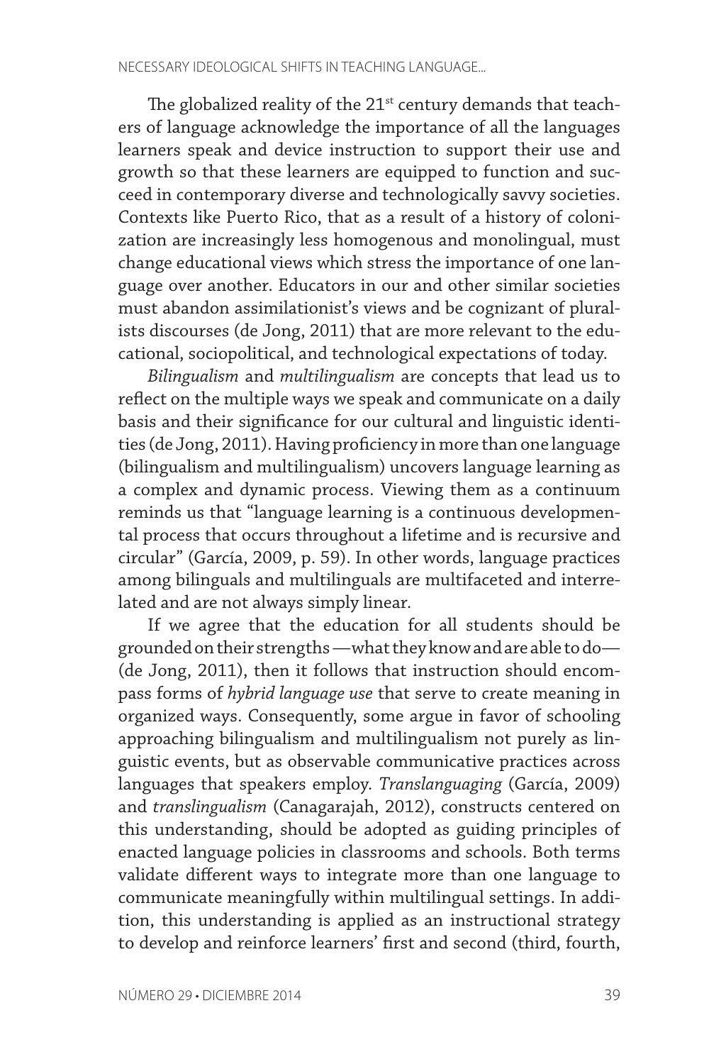The globalized reality of the 21st century demands that teachers of language acknowledge the importance of all the languages learners speak and device instruction to support their use and growth so that these learners are equipped to function and succeed in contemporary diverse and technologically savvy societies. Contexts like Puerto Rico, that as a result of a history of colonization are increasingly less homogenous and monolingual, must change educational views which stress the importance of one language over another. Educators in our and other similar societies must abandon assimilationist's views and be cognizant of pluralists discourses (de Jong, 2011) that are more relevant to the educational, sociopolitical, and technological expectations of today.

*Bilingualism* and *multilingualism* are concepts that lead us to reflect on the multiple ways we speak and communicate on a daily basis and their significance for our cultural and linguistic identities (de Jong, 2011). Having proficiency in more than one language (bilingualism and multilingualism) uncovers language learning as a complex and dynamic process. Viewing them as a continuum reminds us that "language learning is a continuous developmental process that occurs throughout a lifetime and is recursive and circular" (García, 2009, p. 59). In other words, language practices among bilinguals and multilinguals are multifaceted and interrelated and are not always simply linear.

If we agree that the education for all students should be grounded on their strengths —what they know and are able to do— (de Jong, 2011), then it follows that instruction should encompass forms of *hybrid language use* that serve to create meaning in organized ways. Consequently, some argue in favor of schooling approaching bilingualism and multilingualism not purely as linguistic events, but as observable communicative practices across languages that speakers employ. *Translanguaging* (García, 2009) and *translingualism* (Canagarajah, 2012), constructs centered on this understanding, should be adopted as guiding principles of enacted language policies in classrooms and schools. Both terms validate different ways to integrate more than one language to communicate meaningfully within multilingual settings. In addition, this understanding is applied as an instructional strategy to develop and reinforce learners' first and second (third, fourth,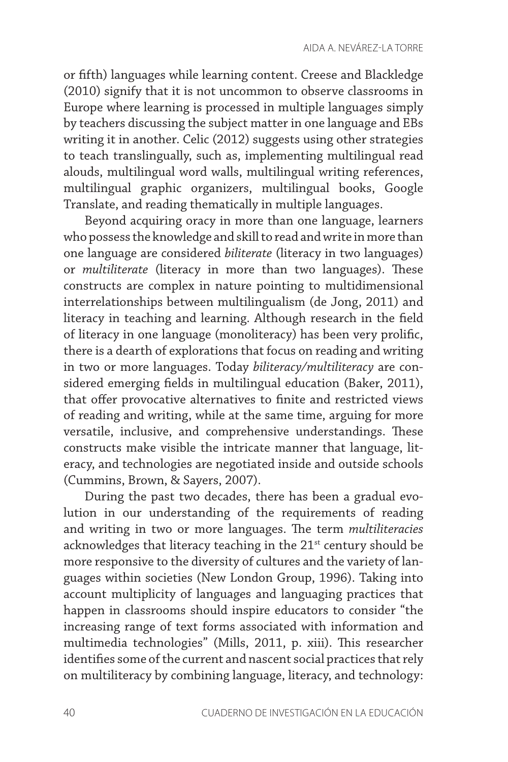or fifth) languages while learning content. Creese and Blackledge (2010) signify that it is not uncommon to observe classrooms in Europe where learning is processed in multiple languages simply by teachers discussing the subject matter in one language and EBs writing it in another. Celic (2012) suggests using other strategies to teach translingually, such as, implementing multilingual read alouds, multilingual word walls, multilingual writing references, multilingual graphic organizers, multilingual books, Google Translate, and reading thematically in multiple languages.

Beyond acquiring oracy in more than one language, learners who possess the knowledge and skill to read and write in more than one language are considered *biliterate* (literacy in two languages) or *multiliterate* (literacy in more than two languages). These constructs are complex in nature pointing to multidimensional interrelationships between multilingualism (de Jong, 2011) and literacy in teaching and learning. Although research in the field of literacy in one language (monoliteracy) has been very prolific, there is a dearth of explorations that focus on reading and writing in two or more languages. Today *biliteracy/multiliteracy* are considered emerging fields in multilingual education (Baker, 2011), that offer provocative alternatives to finite and restricted views of reading and writing, while at the same time, arguing for more versatile, inclusive, and comprehensive understandings. These constructs make visible the intricate manner that language, literacy, and technologies are negotiated inside and outside schools (Cummins, Brown, & Sayers, 2007).

During the past two decades, there has been a gradual evolution in our understanding of the requirements of reading and writing in two or more languages. The term *multiliteracies* acknowledges that literacy teaching in the 21st century should be more responsive to the diversity of cultures and the variety of languages within societies (New London Group, 1996). Taking into account multiplicity of languages and languaging practices that happen in classrooms should inspire educators to consider "the increasing range of text forms associated with information and multimedia technologies" (Mills, 2011, p. xiii). This researcher identifies some of the current and nascent social practices that rely on multiliteracy by combining language, literacy, and technology: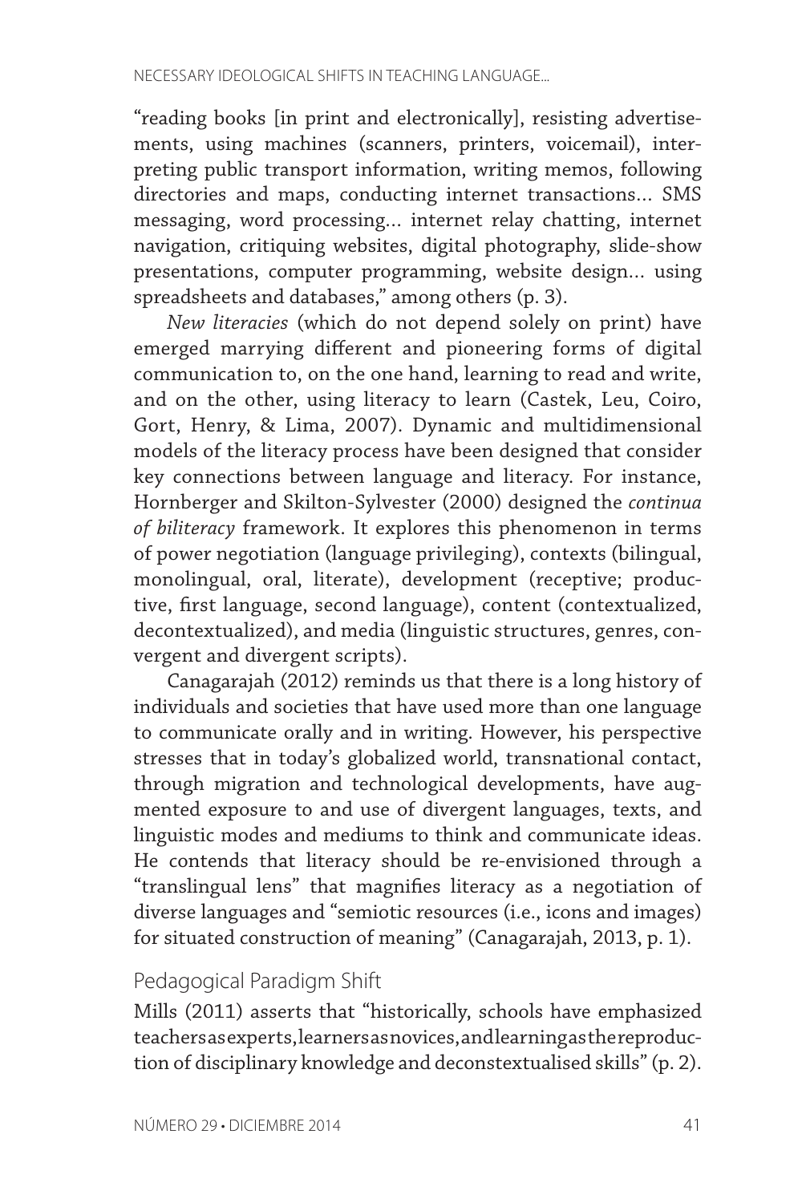"reading books [in print and electronically], resisting advertisements, using machines (scanners, printers, voicemail), interpreting public transport information, writing memos, following directories and maps, conducting internet transactions… SMS messaging, word processing… internet relay chatting, internet navigation, critiquing websites, digital photography, slide-show presentations, computer programming, website design… using spreadsheets and databases," among others (p. 3).

*New literacies* (which do not depend solely on print) have emerged marrying different and pioneering forms of digital communication to, on the one hand, learning to read and write, and on the other, using literacy to learn (Castek, Leu, Coiro, Gort, Henry, & Lima, 2007). Dynamic and multidimensional models of the literacy process have been designed that consider key connections between language and literacy. For instance, Hornberger and Skilton-Sylvester (2000) designed the *continua of biliteracy* framework. It explores this phenomenon in terms of power negotiation (language privileging), contexts (bilingual, monolingual, oral, literate), development (receptive; productive, first language, second language), content (contextualized, decontextualized), and media (linguistic structures, genres, convergent and divergent scripts).

Canagarajah (2012) reminds us that there is a long history of individuals and societies that have used more than one language to communicate orally and in writing. However, his perspective stresses that in today's globalized world, transnational contact, through migration and technological developments, have augmented exposure to and use of divergent languages, texts, and linguistic modes and mediums to think and communicate ideas. He contends that literacy should be re-envisioned through a "translingual lens" that magnifies literacy as a negotiation of diverse languages and "semiotic resources (i.e., icons and images) for situated construction of meaning" (Canagarajah, 2013, p. 1).

## Pedagogical Paradigm Shift

Mills (2011) asserts that "historically, schools have emphasized teachers as experts, learners as novices, and learning as the reproduction of disciplinary knowledge and deconstextualised skills" (p. 2).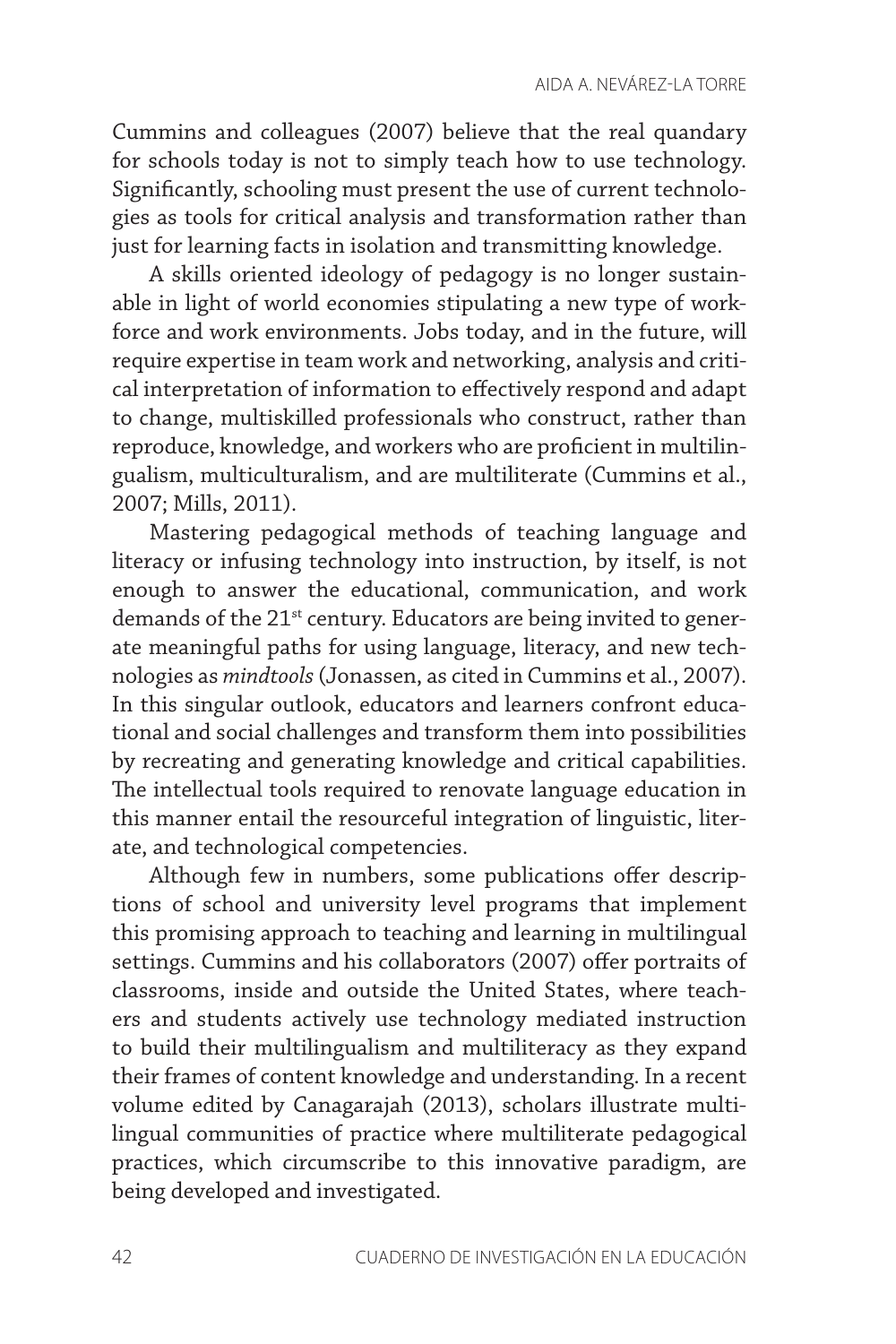Cummins and colleagues (2007) believe that the real quandary for schools today is not to simply teach how to use technology. Significantly, schooling must present the use of current technologies as tools for critical analysis and transformation rather than just for learning facts in isolation and transmitting knowledge.

A skills oriented ideology of pedagogy is no longer sustainable in light of world economies stipulating a new type of workforce and work environments. Jobs today, and in the future, will require expertise in team work and networking, analysis and critical interpretation of information to effectively respond and adapt to change, multiskilled professionals who construct, rather than reproduce, knowledge, and workers who are proficient in multilingualism, multiculturalism, and are multiliterate (Cummins et al., 2007; Mills, 2011).

Mastering pedagogical methods of teaching language and literacy or infusing technology into instruction, by itself, is not enough to answer the educational, communication, and work demands of the 21st century. Educators are being invited to generate meaningful paths for using language, literacy, and new technologies as *mindtools* (Jonassen, as cited in Cummins et al., 2007). In this singular outlook, educators and learners confront educational and social challenges and transform them into possibilities by recreating and generating knowledge and critical capabilities. The intellectual tools required to renovate language education in this manner entail the resourceful integration of linguistic, literate, and technological competencies.

Although few in numbers, some publications offer descriptions of school and university level programs that implement this promising approach to teaching and learning in multilingual settings. Cummins and his collaborators (2007) offer portraits of classrooms, inside and outside the United States, where teachers and students actively use technology mediated instruction to build their multilingualism and multiliteracy as they expand their frames of content knowledge and understanding. In a recent volume edited by Canagarajah (2013), scholars illustrate multilingual communities of practice where multiliterate pedagogical practices, which circumscribe to this innovative paradigm, are being developed and investigated.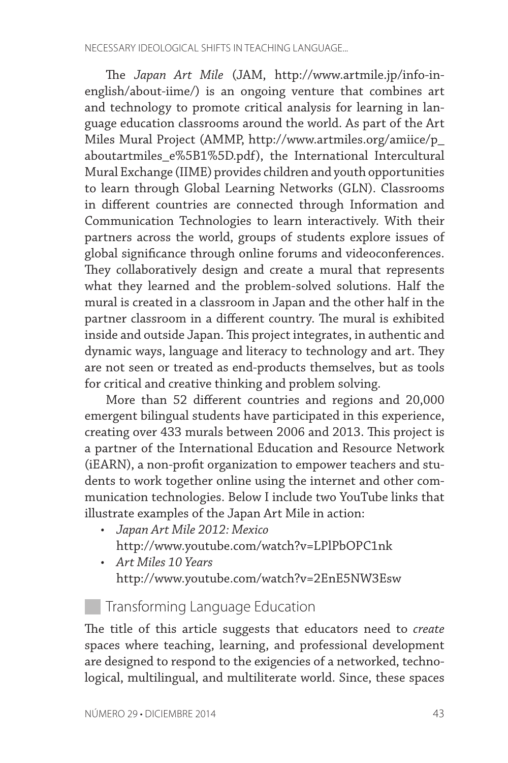The *Japan Art Mile* (JAM, http://www.artmile.jp/info-in-english/about-iime/) is an ongoing venture that combines art and technology to promote critical analysis for learning in language education classrooms around the world. As part of the Art Miles Mural Project (AMMP, http://www.artmiles.org/amiice/p_aboutartmiles_e%5B1%5D.pdf), the International Intercultural Mural Exchange (IIME) provides children and youth opportunities to learn through Global Learning Networks (GLN). Classrooms in different countries are connected through Information and Communication Technologies to learn interactively. With their partners across the world, groups of students explore issues of global significance through online forums and videoconferences. They collaboratively design and create a mural that represents what they learned and the problem-solved solutions. Half the mural is created in a classroom in Japan and the other half in the partner classroom in a different country. The mural is exhibited inside and outside Japan. This project integrates, in authentic and dynamic ways, language and literacy to technology and art. They are not seen or treated as end-products themselves, but as tools for critical and creative thinking and problem solving.

More than 52 different countries and regions and 20,000 emergent bilingual students have participated in this experience, creating over 433 murals between 2006 and 2013. This project is a partner of the International Education and Resource Network (iEARN), a non-profit organization to empower teachers and students to work together online using the internet and other communication technologies. Below I include two YouTube links that illustrate examples of the Japan Art Mile in action:

- *Japan Art Mile 2012: Mexico*
  http://www.youtube.com/watch?v=LPlPbOPC1nk
- *Art Miles 10 Years*
  http://www.youtube.com/watch?v=2EnE5NW3Esw

## Transforming Language Education

The title of this article suggests that educators need to *create* spaces where teaching, learning, and professional development are designed to respond to the exigencies of a networked, technological, multilingual, and multiliterate world. Since, these spaces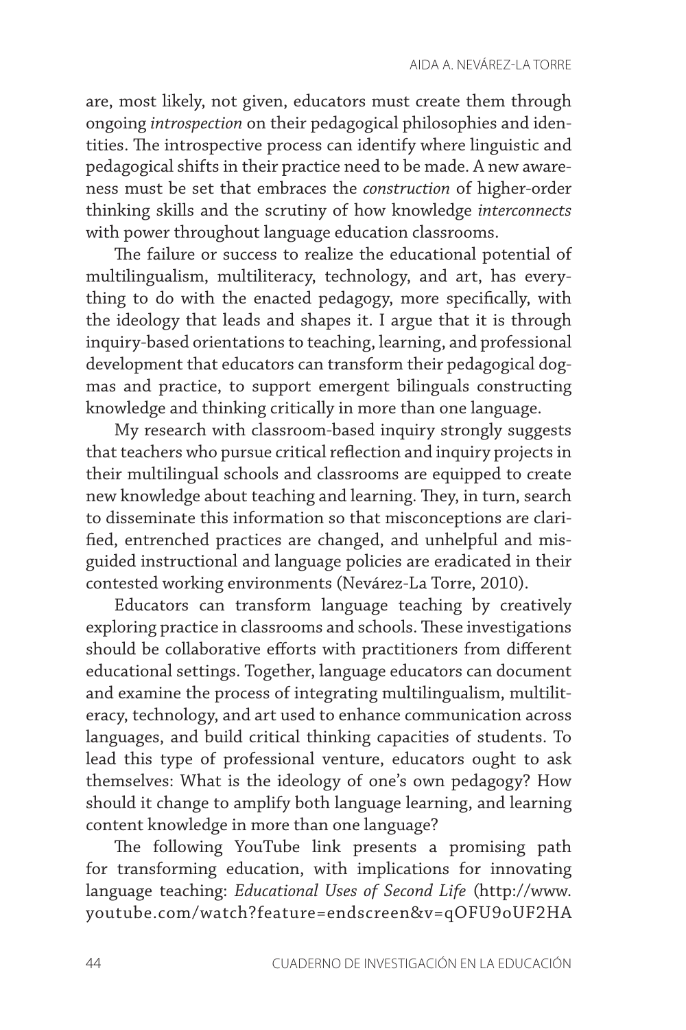are, most likely, not given, educators must create them through ongoing *introspection* on their pedagogical philosophies and identities. The introspective process can identify where linguistic and pedagogical shifts in their practice need to be made. A new awareness must be set that embraces the *construction* of higher-order thinking skills and the scrutiny of how knowledge *interconnects* with power throughout language education classrooms.

The failure or success to realize the educational potential of multilingualism, multiliteracy, technology, and art, has everything to do with the enacted pedagogy, more specifically, with the ideology that leads and shapes it. I argue that it is through inquiry-based orientations to teaching, learning, and professional development that educators can transform their pedagogical dogmas and practice, to support emergent bilinguals constructing knowledge and thinking critically in more than one language.

My research with classroom-based inquiry strongly suggests that teachers who pursue critical reflection and inquiry projects in their multilingual schools and classrooms are equipped to create new knowledge about teaching and learning. They, in turn, search to disseminate this information so that misconceptions are clarified, entrenched practices are changed, and unhelpful and misguided instructional and language policies are eradicated in their contested working environments (Nevárez-La Torre, 2010).

Educators can transform language teaching by creatively exploring practice in classrooms and schools. These investigations should be collaborative efforts with practitioners from different educational settings. Together, language educators can document and examine the process of integrating multilingualism, multiliteracy, technology, and art used to enhance communication across languages, and build critical thinking capacities of students. To lead this type of professional venture, educators ought to ask themselves: What is the ideology of one's own pedagogy? How should it change to amplify both language learning, and learning content knowledge in more than one language?

The following YouTube link presents a promising path for transforming education, with implications for innovating language teaching: *Educational Uses of Second Life* (http://www.youtube.com/watch?feature=endscreen&v=qOFU9oUF2HA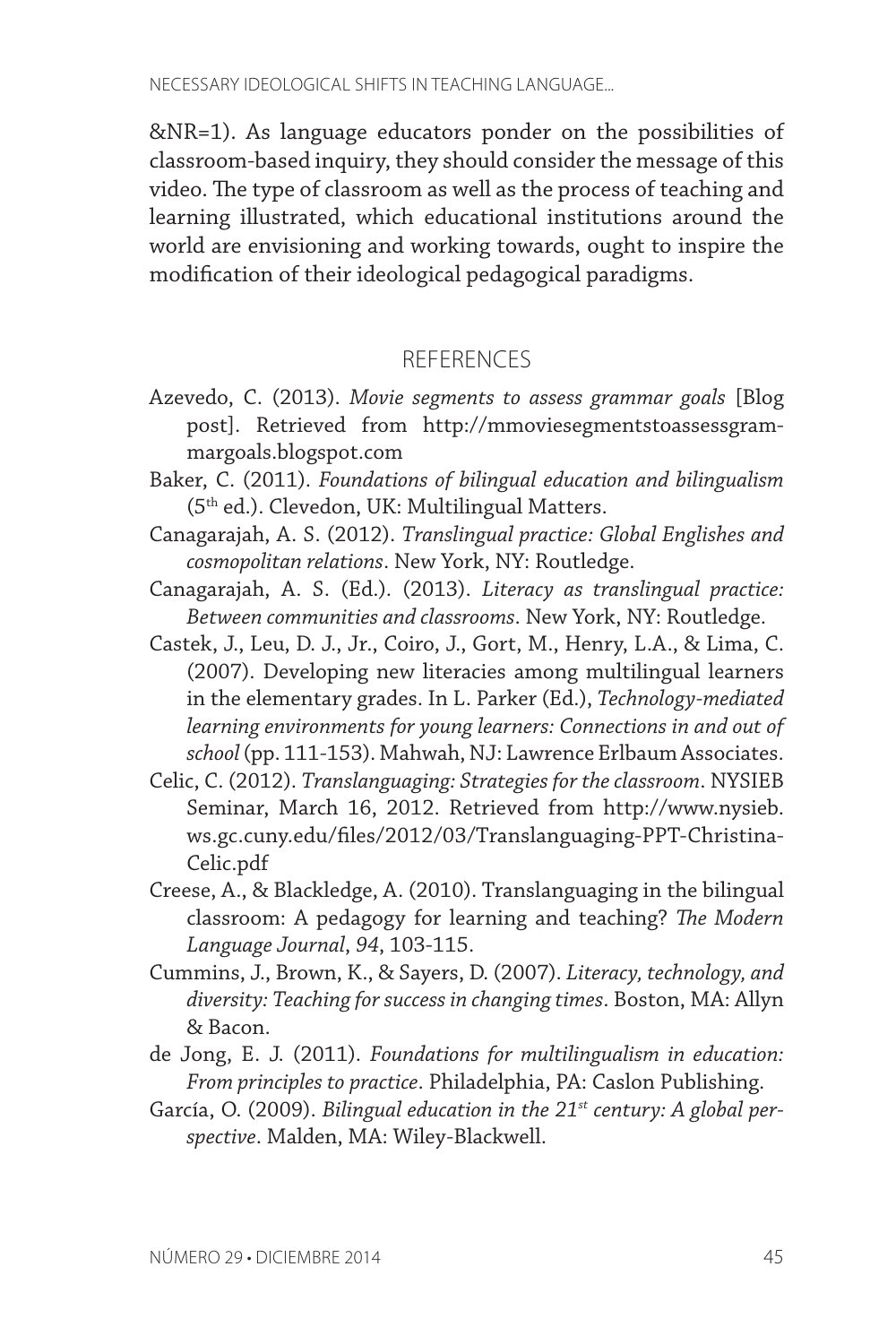&NR=1). As language educators ponder on the possibilities of classroom-based inquiry, they should consider the message of this video. The type of classroom as well as the process of teaching and learning illustrated, which educational institutions around the world are envisioning and working towards, ought to inspire the modification of their ideological pedagogical paradigms.

## REFERENCES

Azevedo, C. (2013). *Movie segments to assess grammar goals* [Blog post]. Retrieved from http://mmoviesegmentstoassessgrammargoals.blogspot.com

Baker, C. (2011). *Foundations of bilingual education and bilingualism* (5th ed.). Clevedon, UK: Multilingual Matters.

Canagarajah, A. S. (2012). *Translingual practice: Global Englishes and cosmopolitan relations*. New York, NY: Routledge.

Canagarajah, A. S. (Ed.). (2013). *Literacy as translingual practice: Between communities and classrooms*. New York, NY: Routledge.

Castek, J., Leu, D. J., Jr., Coiro, J., Gort, M., Henry, L.A., & Lima, C. (2007). Developing new literacies among multilingual learners in the elementary grades. In L. Parker (Ed.), *Technology-mediated learning environments for young learners: Connections in and out of school* (pp. 111-153). Mahwah, NJ: Lawrence Erlbaum Associates.

Celic, C. (2012). *Translanguaging: Strategies for the classroom*. NYSIEB Seminar, March 16, 2012. Retrieved from http://www.nysieb.ws.gc.cuny.edu/files/2012/03/Translanguaging-PPT-Christina-Celic.pdf

Creese, A., & Blackledge, A. (2010). Translanguaging in the bilingual classroom: A pedagogy for learning and teaching? *The Modern Language Journal*, *94*, 103-115.

Cummins, J., Brown, K., & Sayers, D. (2007). *Literacy, technology, and diversity: Teaching for success in changing times*. Boston, MA: Allyn & Bacon.

de Jong, E. J. (2011). *Foundations for multilingualism in education: From principles to practice*. Philadelphia, PA: Caslon Publishing.

García, O. (2009). *Bilingual education in the 21st century: A global perspective*. Malden, MA: Wiley-Blackwell.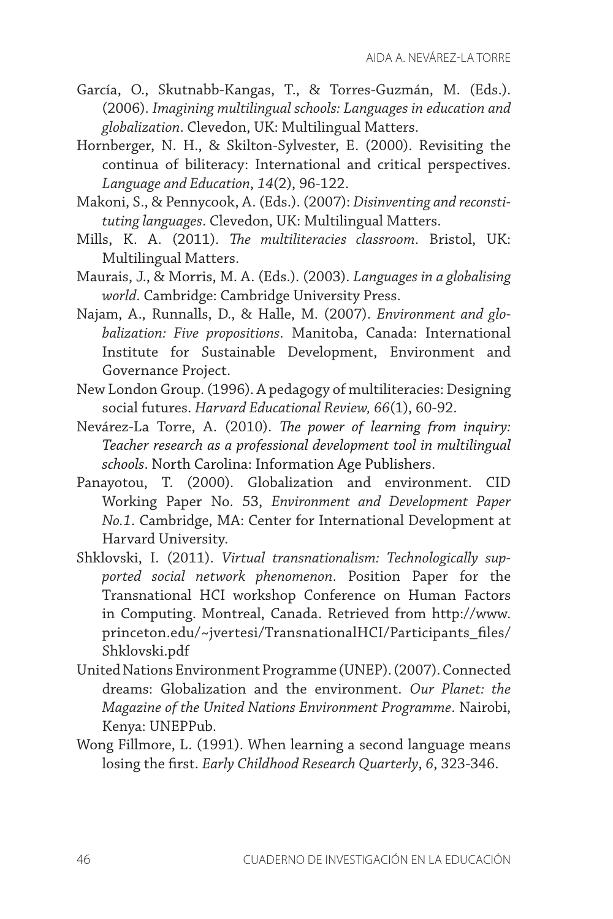García, O., Skutnabb-Kangas, T., & Torres-Guzmán, M. (Eds.). (2006). *Imagining multilingual schools: Languages in education and globalization*. Clevedon, UK: Multilingual Matters.

Hornberger, N. H., & Skilton-Sylvester, E. (2000). Revisiting the continua of biliteracy: International and critical perspectives. *Language and Education*, *14*(2), 96-122.

Makoni, S., & Pennycook, A. (Eds.). (2007): *Disinventing and reconstituting languages*. Clevedon, UK: Multilingual Matters.

Mills, K. A. (2011). *The multiliteracies classroom*. Bristol, UK: Multilingual Matters.

Maurais, J., & Morris, M. A. (Eds.). (2003). *Languages in a globalising world*. Cambridge: Cambridge University Press.

Najam, A., Runnalls, D., & Halle, M. (2007). *Environment and globalization: Five propositions*. Manitoba, Canada: International Institute for Sustainable Development, Environment and Governance Project.

New London Group. (1996). A pedagogy of multiliteracies: Designing social futures. *Harvard Educational Review, 66*(1), 60-92.

Nevárez-La Torre, A. (2010). *The power of learning from inquiry: Teacher research as a professional development tool in multilingual schools*. North Carolina: Information Age Publishers.

Panayotou, T. (2000). Globalization and environment. CID Working Paper No. 53, *Environment and Development Paper No.1*. Cambridge, MA: Center for International Development at Harvard University.

Shklovski, I. (2011). *Virtual transnationalism: Technologically supported social network phenomenon*. Position Paper for the Transnational HCI workshop Conference on Human Factors in Computing. Montreal, Canada. Retrieved from http://www.princeton.edu/~jvertesi/TransnationalHCI/Participants_files/Shklovski.pdf

United Nations Environment Programme (UNEP). (2007). Connected dreams: Globalization and the environment. *Our Planet: the Magazine of the United Nations Environment Programme*. Nairobi, Kenya: UNEPPub.

Wong Fillmore, L. (1991). When learning a second language means losing the first. *Early Childhood Research Quarterly*, *6*, 323-346.